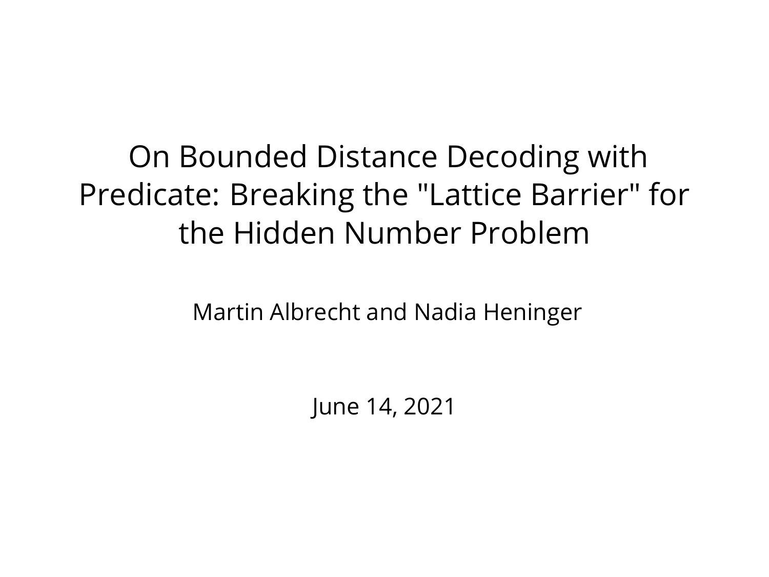# On Bounded Distance Decoding with Predicate: Breaking the "Lattice Barrier" for the Hidden Number Problem

Martin Albrecht and Nadia Heninger

June 14, 2021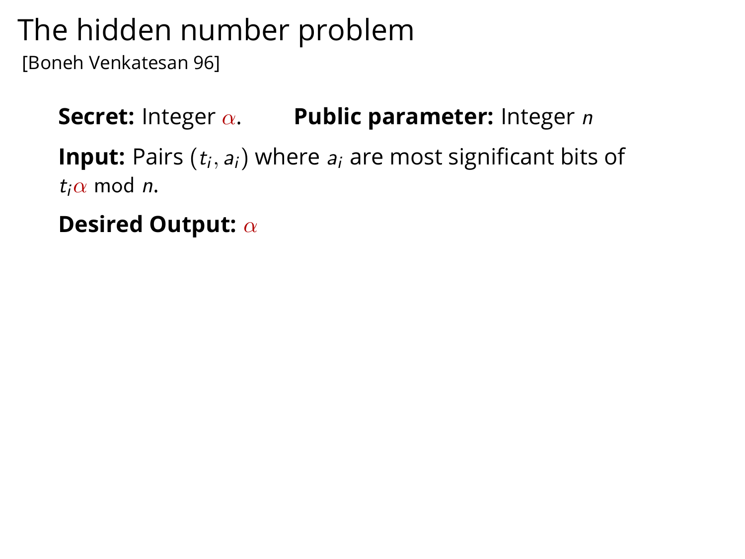# The hidden number problem

[Boneh Venkatesan 96]

**Secret:** Integer $\alpha$. **Public parameter:** Integer $n$

**Input:** Pairs $(t_i, a_i)$ where $a_i$ are most significant bits of $t_i\alpha \bmod n$.

**Desired Output:** $\alpha$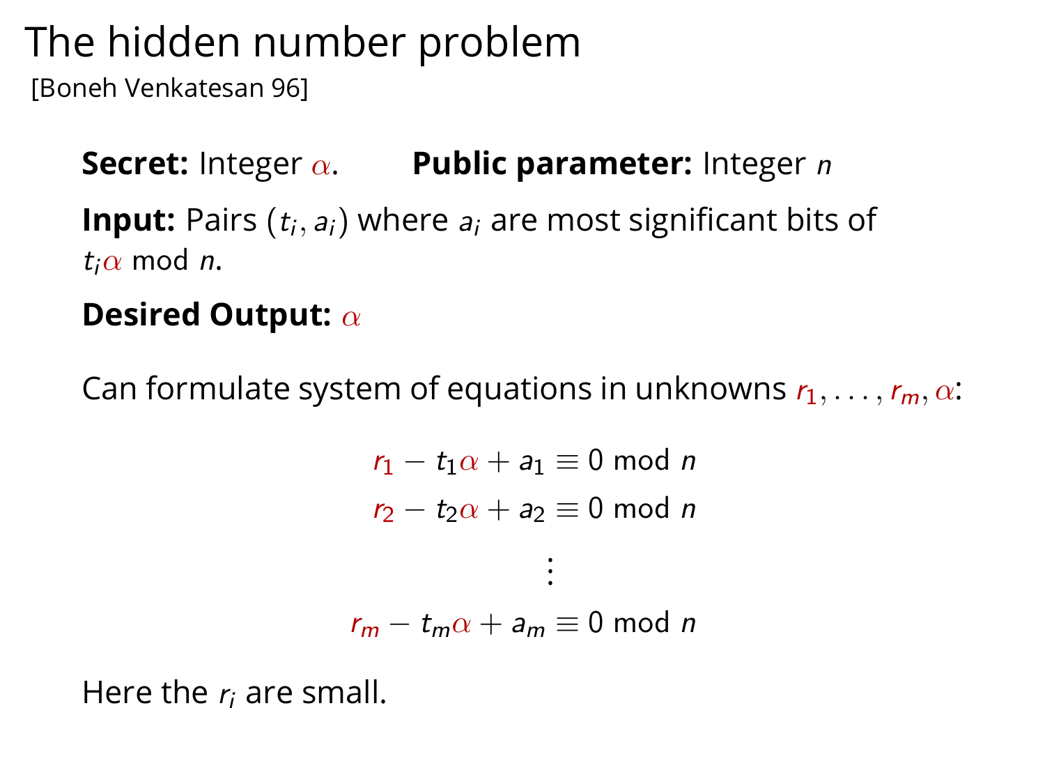# The hidden number problem

[Boneh Venkatesan 96]

**Secret:** Integer $\alpha$. **Public parameter:** Integer $n$

**Input:** Pairs $(t_i, a_i)$ where $a_i$ are most significant bits of $t_i\alpha \bmod n$.

**Desired Output:** $\alpha$

Can formulate system of equations in unknowns $r_1, \ldots, r_m, \alpha$:

$$
\begin{aligned}
r_1 - t_1\alpha + a_1 &\equiv 0 \bmod n \\
r_2 - t_2\alpha + a_2 &\equiv 0 \bmod n \\
&\vdots \\
r_m - t_m\alpha + a_m &\equiv 0 \bmod n
\end{aligned}
$$

Here the $r_i$ are small.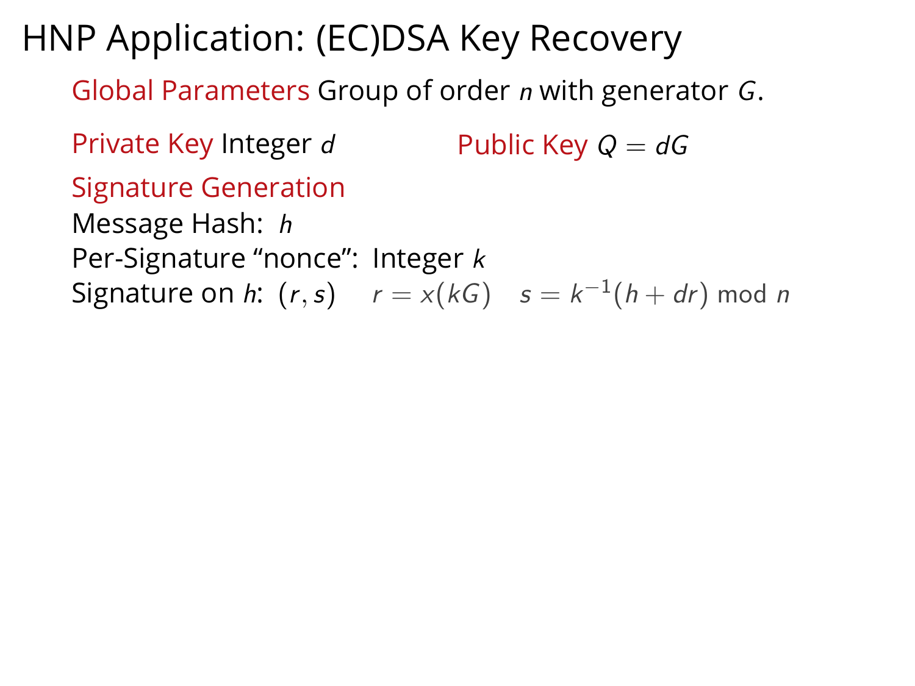# HNP Application: (EC)DSA Key Recovery

**Global Parameters** Group of order $n$ with generator $G$.

**Private Key** Integer $d$

**Public Key** $Q = dG$

**Signature Generation**

Message Hash: $h$

Per-Signature "nonce": Integer $k$

Signature on $h$: $(r, s)$ $\quad r = x(kG) \quad s = k^{-1}(h + dr) \bmod n$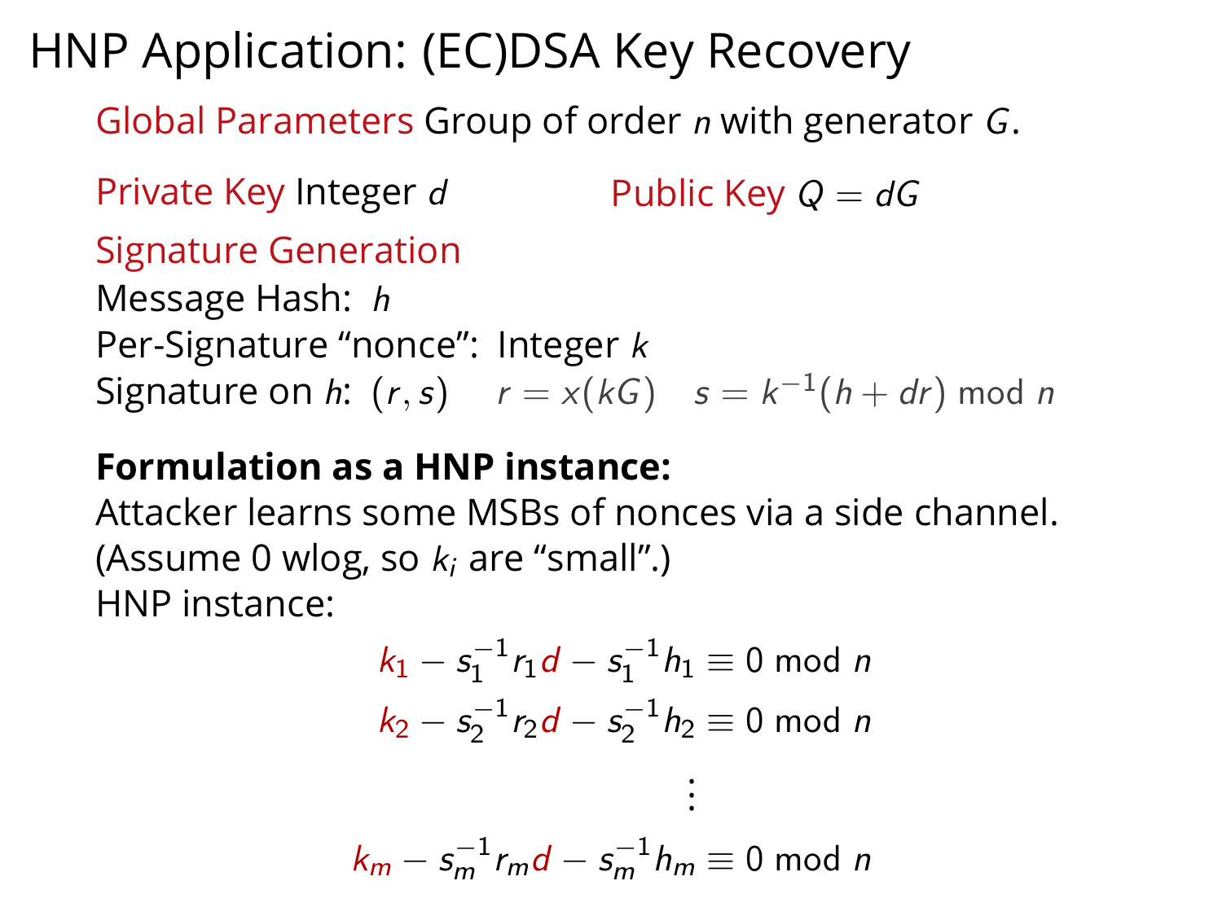# HNP Application: (EC)DSA Key Recovery

Global Parameters Group of order $n$ with generator $G$.

Private Key Integer $d$

Public Key $Q = dG$

Signature Generation

Message Hash: $h$

Per-Signature "nonce": Integer $k$

Signature on $h$: $(r, s)$ $\quad r = x(kG) \quad s = k^{-1}(h + dr) \bmod n$

**Formulation as a HNP instance:**

Attacker learns some MSBs of nonces via a side channel.
(Assume 0 wlog, so $k_i$ are "small".)
HNP instance:

$$
\begin{aligned}
k_1 - s_1^{-1} r_1 d - s_1^{-1} h_1 &\equiv 0 \bmod n \\
k_2 - s_2^{-1} r_2 d - s_2^{-1} h_2 &\equiv 0 \bmod n \\
&\vdots \\
k_m - s_m^{-1} r_m d - s_m^{-1} h_m &\equiv 0 \bmod n
\end{aligned}
$$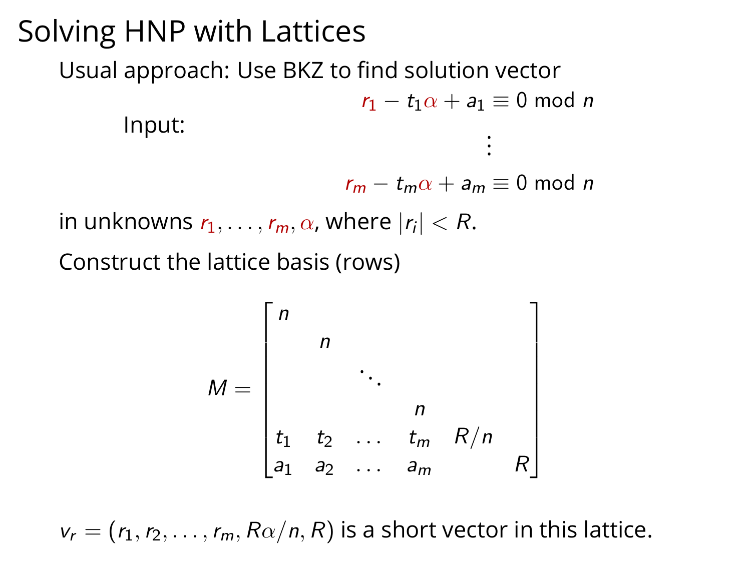# Solving HNP with Lattices

Usual approach: Use BKZ to find solution vector

Input:

$$
\begin{aligned}
r_1 - t_1\alpha + a_1 &\equiv 0 \bmod n \\
&\vdots \\
r_m - t_m\alpha + a_m &\equiv 0 \bmod n
\end{aligned}
$$

in unknowns $r_1, \ldots, r_m, \alpha$, where $|r_i| < R$.

Construct the lattice basis (rows)

$$
M = \begin{bmatrix}
n & & & & & \\
 & n & & & & \\
 & & \ddots & & & \\
 & & & n & & \\
t_1 & t_2 & \ldots & t_m & R/n & \\
a_1 & a_2 & \ldots & a_m & & R
\end{bmatrix}
$$

$v_r = (r_1, r_2, \ldots, r_m, R\alpha/n, R)$ is a short vector in this lattice.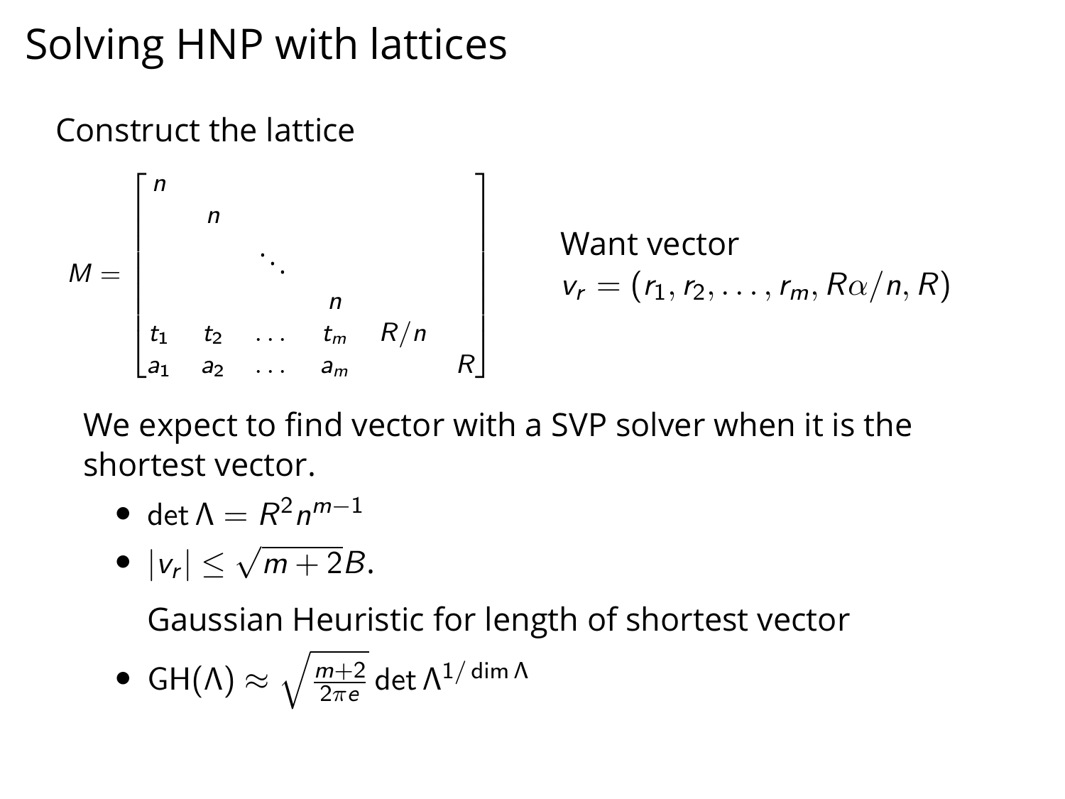# Solving HNP with lattices

Construct the lattice

$$M = \begin{bmatrix} n & & & & & \\ & n & & & & \\ & & \ddots & & & \\ & & & n & & \\ t_1 & t_2 & \dots & t_m & R/n & \\ a_1 & a_2 & \dots & a_m & & R \end{bmatrix}$$

Want vector
$v_r = (r_1, r_2, \dots, r_m, R\alpha/n, R)$

We expect to find vector with a SVP solver when it is the shortest vector.

- $\det \Lambda = R^2 n^{m-1}$
- $|v_r| \leq \sqrt{m+2}B$.

  Gaussian Heuristic for length of shortest vector
- $\text{GH}(\Lambda) \approx \sqrt{\frac{m+2}{2\pi e}} \det \Lambda^{1/\dim \Lambda}$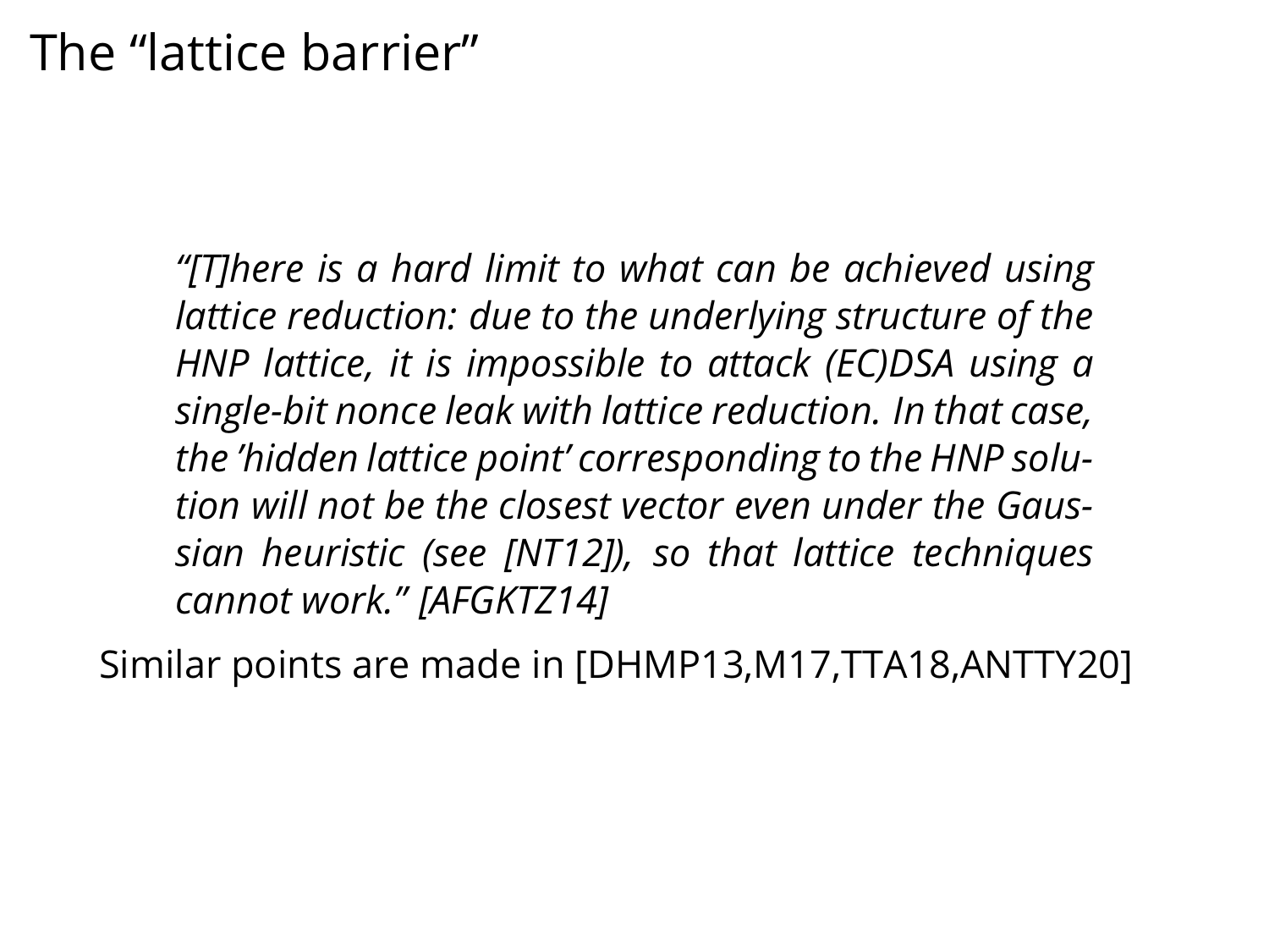# The “lattice barrier”

> *“[T]here is a hard limit to what can be achieved using lattice reduction: due to the underlying structure of the HNP lattice, it is impossible to attack (EC)DSA using a single-bit nonce leak with lattice reduction. In that case, the ’hidden lattice point’ corresponding to the HNP solution will not be the closest vector even under the Gaussian heuristic (see [NT12]), so that lattice techniques cannot work.” [AFGKTZ14]*

Similar points are made in [DHMP13,M17,TTA18,ANTTY20]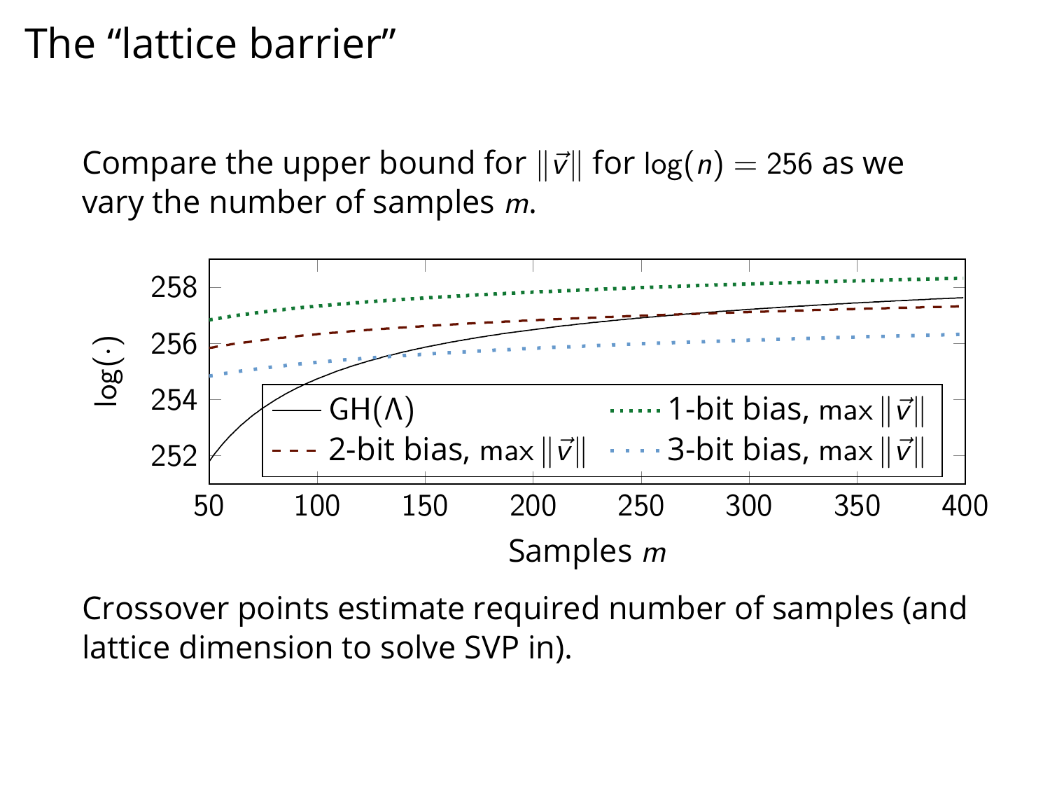# The "lattice barrier"

Compare the upper bound for $\|\vec{v}\|$ for $\log(n) = 256$ as we vary the number of samples $m$.

Crossover points estimate required number of samples (and lattice dimension to solve SVP in).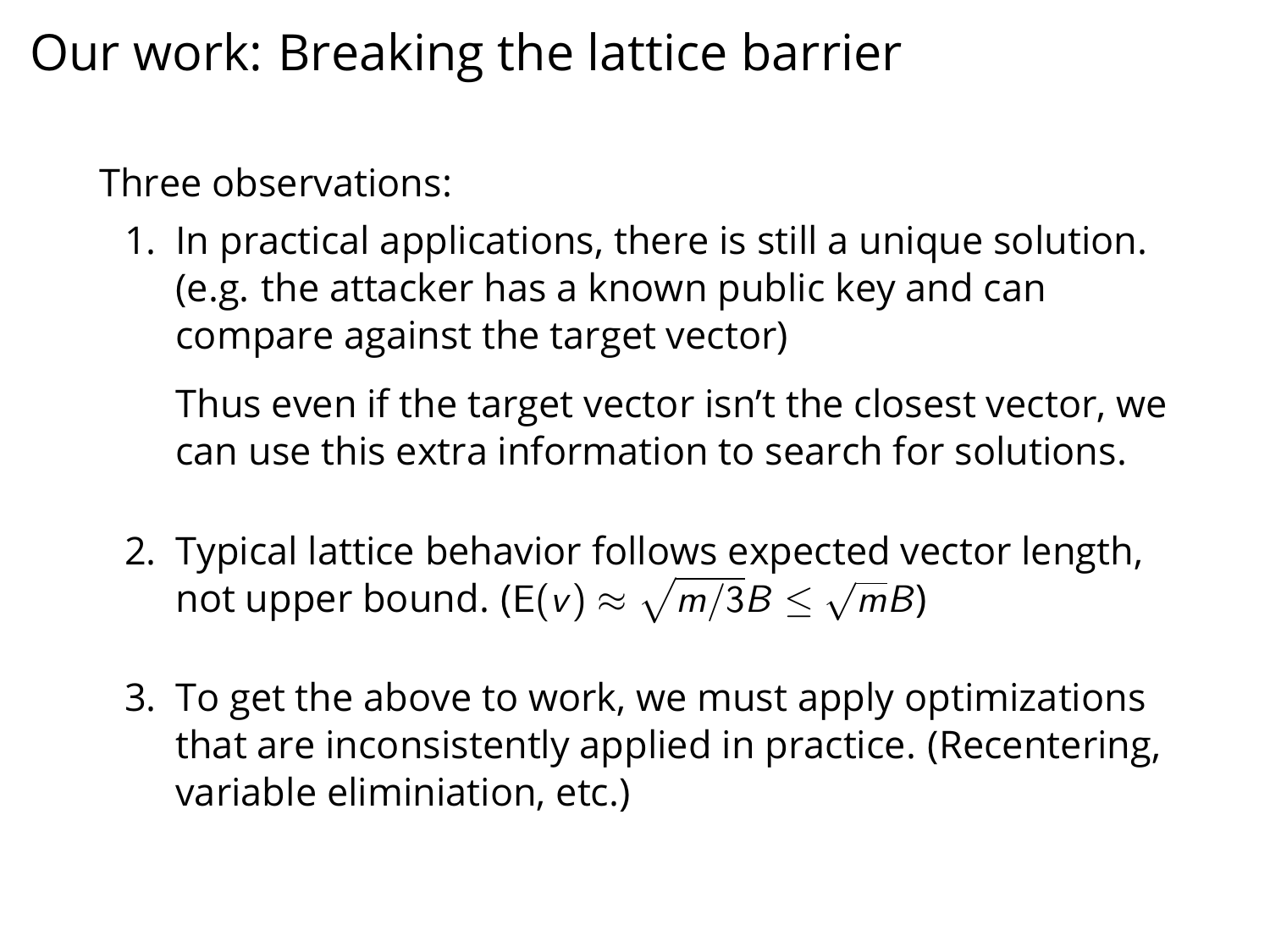# Our work: Breaking the lattice barrier

Three observations:

1. In practical applications, there is still a unique solution. (e.g. the attacker has a known public key and can compare against the target vector)

   Thus even if the target vector isn't the closest vector, we can use this extra information to search for solutions.

2. Typical lattice behavior follows expected vector length, not upper bound. (E($v$) $\approx \sqrt{m/3}B \leq \sqrt{m}B$)

3. To get the above to work, we must apply optimizations that are inconsistently applied in practice. (Recentering, variable eliminiation, etc.)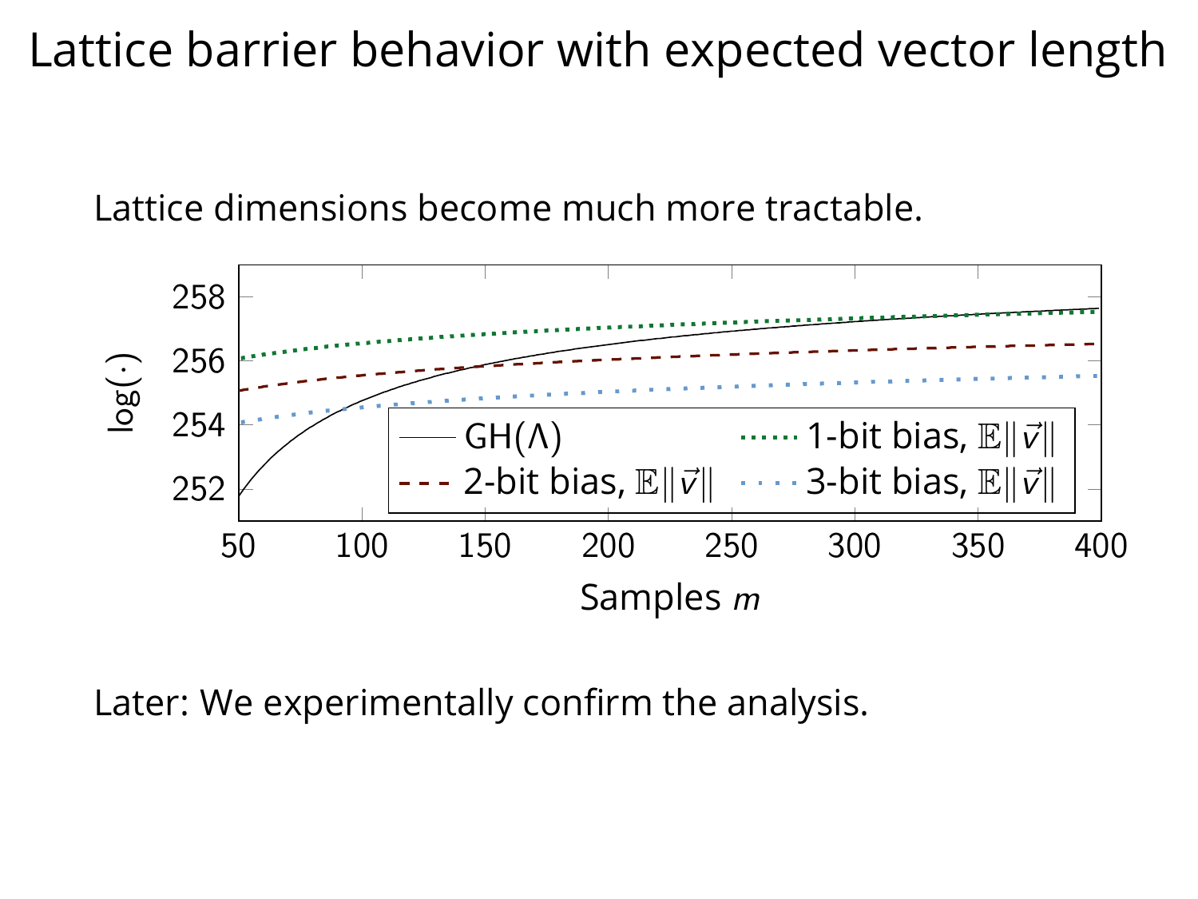# Lattice barrier behavior with expected vector length

Lattice dimensions become much more tractable.

Later: We experimentally confirm the analysis.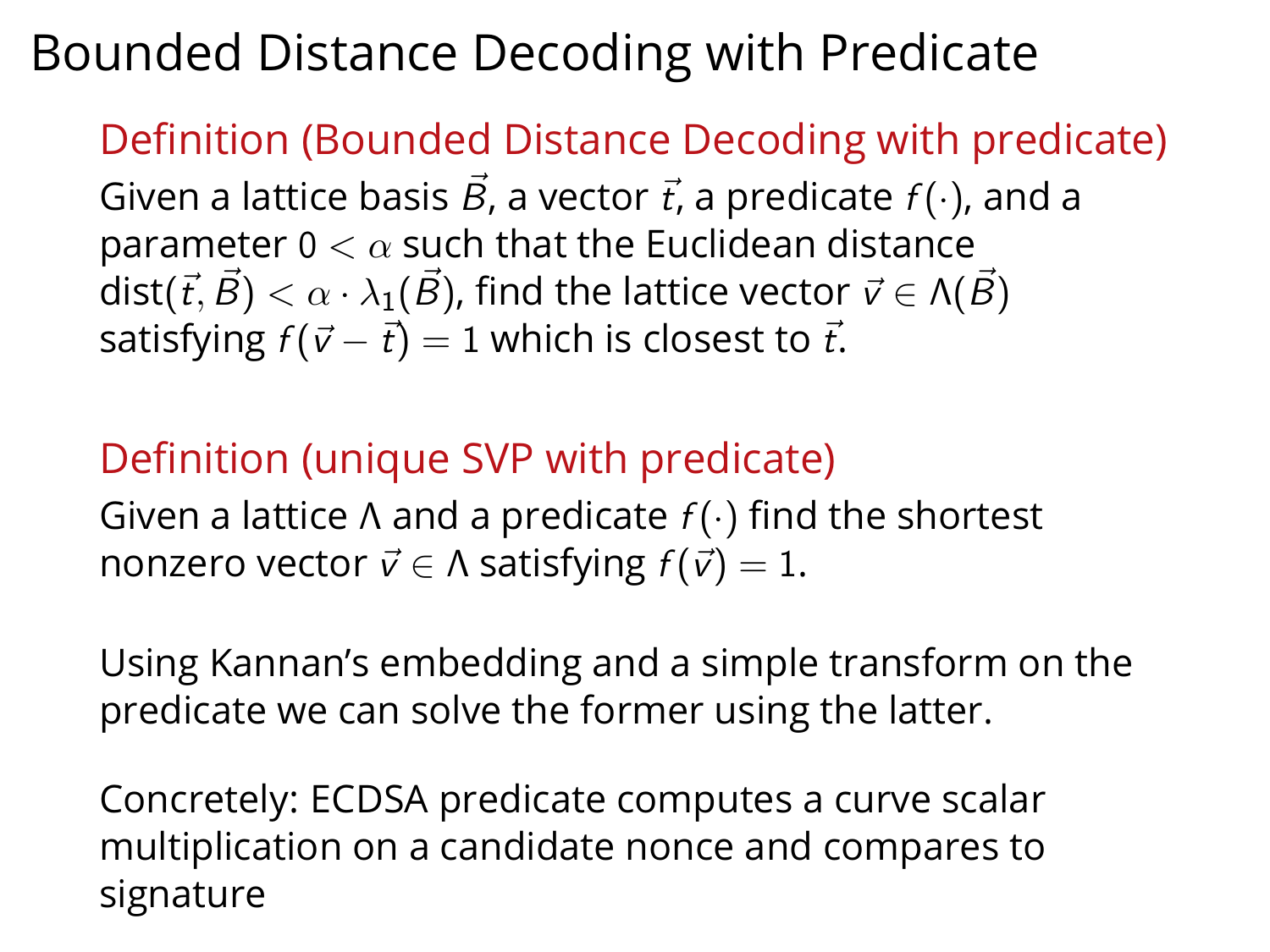# Bounded Distance Decoding with Predicate

**Definition (Bounded Distance Decoding with predicate)**

Given a lattice basis $\vec{B}$, a vector $\vec{t}$, a predicate $f(\cdot)$, and a parameter $0 < \alpha$ such that the Euclidean distance $\text{dist}(\vec{t}, \vec{B}) < \alpha \cdot \lambda_1(\vec{B})$, find the lattice vector $\vec{v} \in \Lambda(\vec{B})$ satisfying $f(\vec{v} - \vec{t}) = 1$ which is closest to $\vec{t}$.

**Definition (unique SVP with predicate)**

Given a lattice $\Lambda$ and a predicate $f(\cdot)$ find the shortest nonzero vector $\vec{v} \in \Lambda$ satisfying $f(\vec{v}) = 1$.

Using Kannan's embedding and a simple transform on the predicate we can solve the former using the latter.

Concretely: ECDSA predicate computes a curve scalar multiplication on a candidate nonce and compares to signature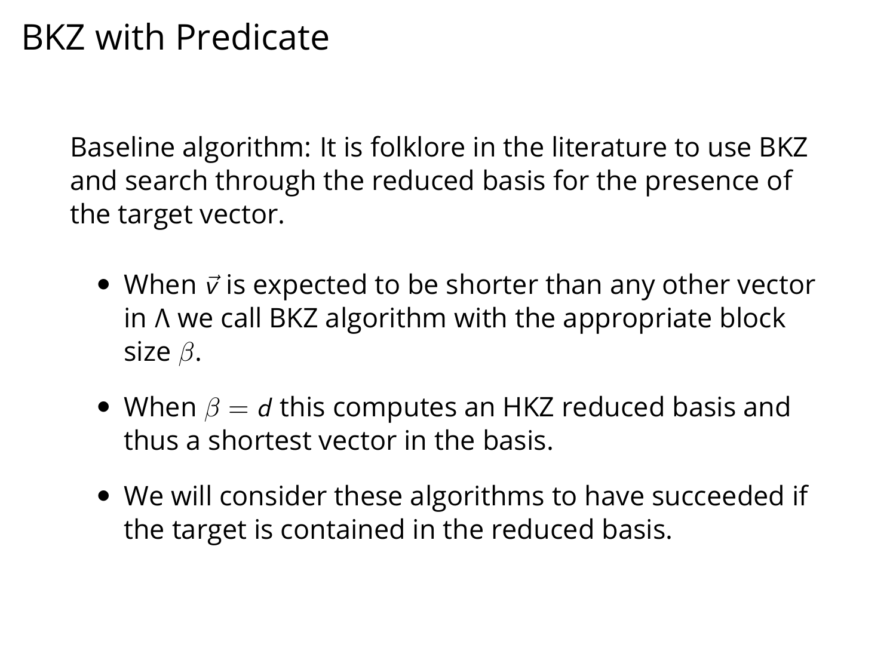# BKZ with Predicate

Baseline algorithm: It is folklore in the literature to use BKZ and search through the reduced basis for the presence of the target vector.

- When $\vec{v}$ is expected to be shorter than any other vector in $\Lambda$ we call BKZ algorithm with the appropriate block size $\beta$.
- When $\beta = d$ this computes an HKZ reduced basis and thus a shortest vector in the basis.
- We will consider these algorithms to have succeeded if the target is contained in the reduced basis.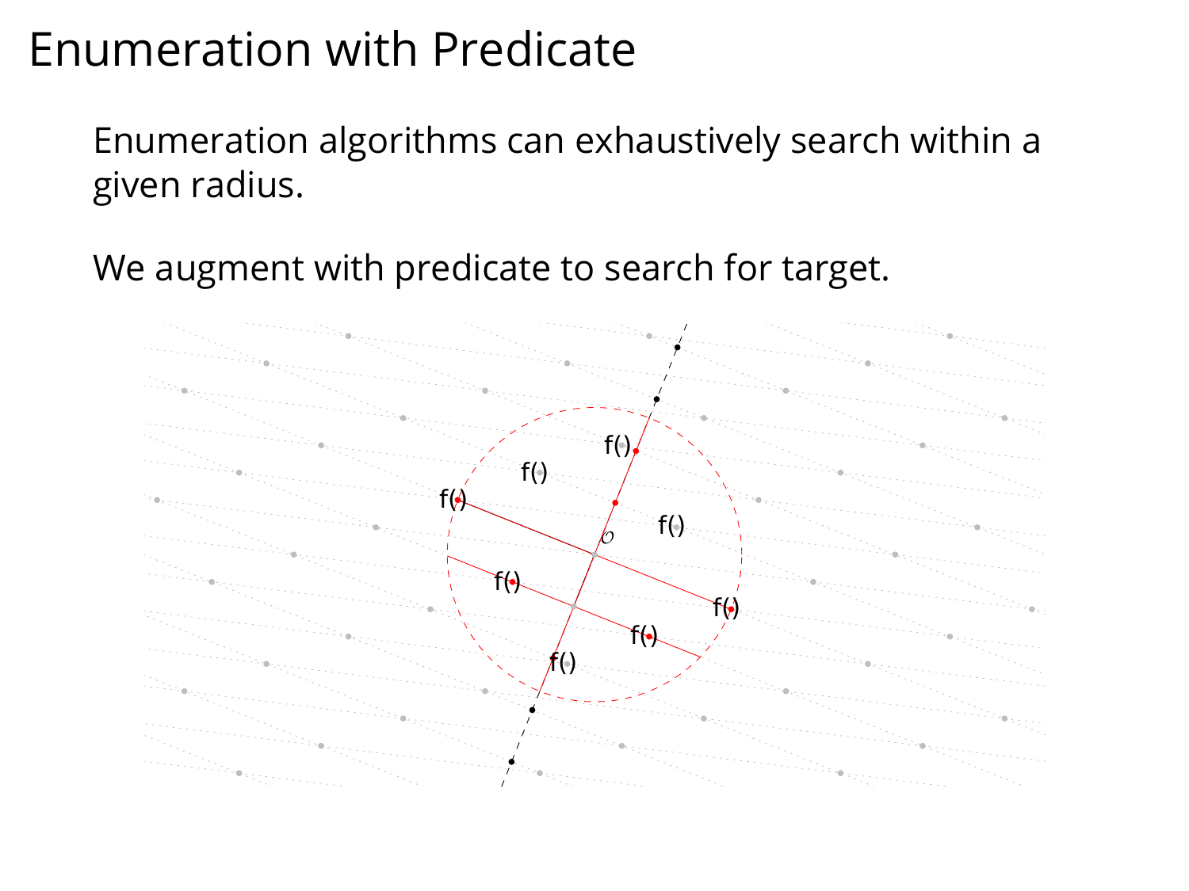# Enumeration with Predicate

Enumeration algorithms can exhaustively search within a given radius.

We augment with predicate to search for target.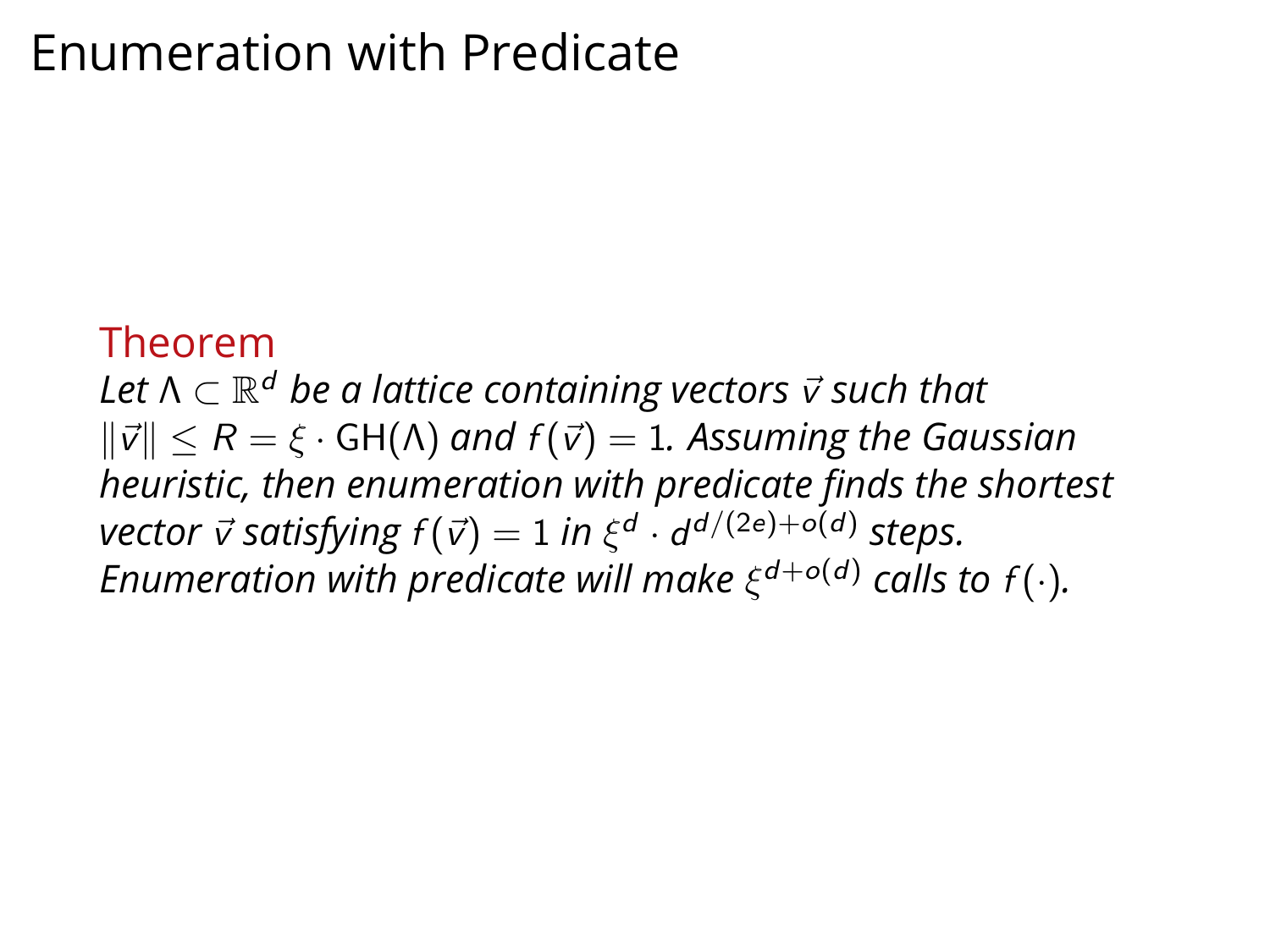# Enumeration with Predicate

**Theorem**

*Let $\Lambda \subset \mathbb{R}^d$ be a lattice containing vectors $\vec{v}$ such that $\|\vec{v}\| \leq R = \xi \cdot \mathrm{GH}(\Lambda)$ and $f(\vec{v}) = 1$. Assuming the Gaussian heuristic, then enumeration with predicate finds the shortest vector $\vec{v}$ satisfying $f(\vec{v}) = 1$ in $\xi^d \cdot d^{d/(2e)+o(d)}$ steps. Enumeration with predicate will make $\xi^{d+o(d)}$ calls to $f(\cdot)$.*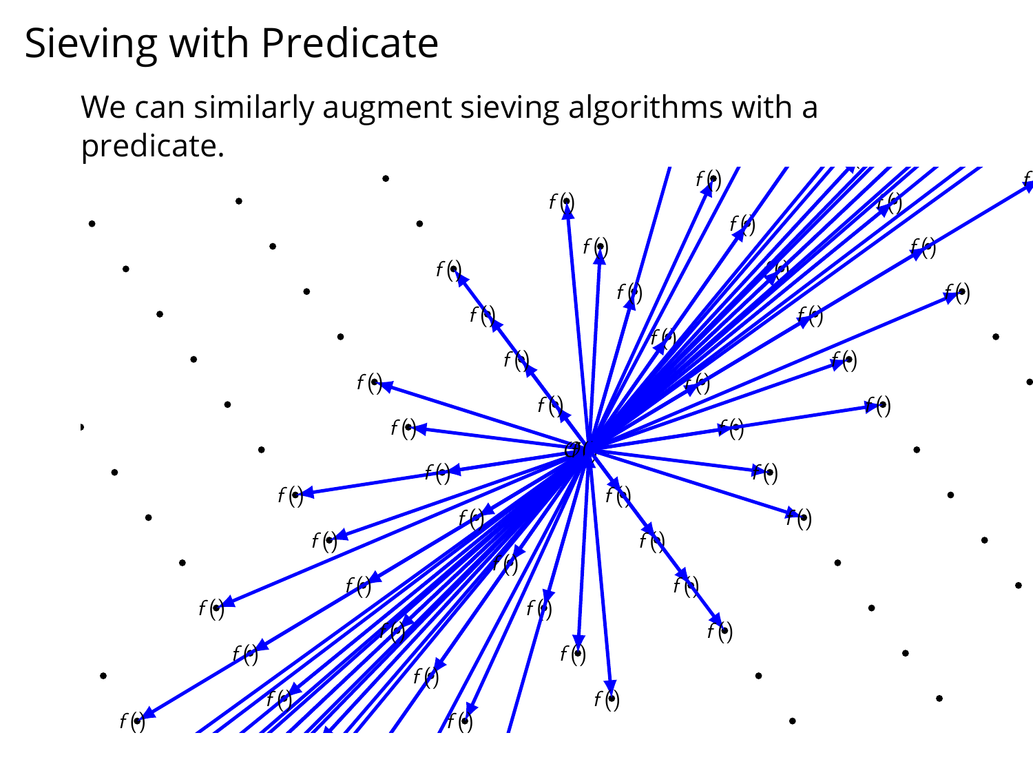# Sieving with Predicate

We can similarly augment sieving algorithms with a predicate.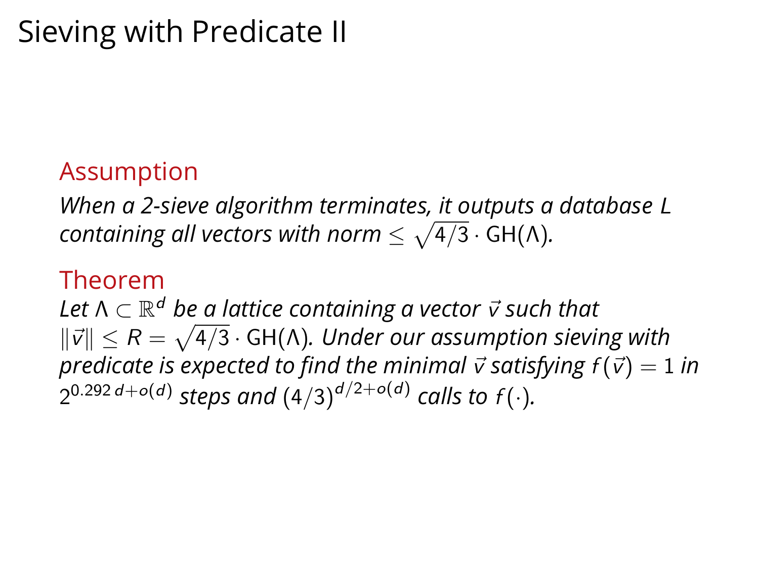# Sieving with Predicate II

**Assumption**

*When a 2-sieve algorithm terminates, it outputs a database $L$ containing all vectors with norm $\leq \sqrt{4/3} \cdot \mathrm{GH}(\Lambda)$.*

**Theorem**

*Let $\Lambda \subset \mathbb{R}^d$ be a lattice containing a vector $\vec{v}$ such that $\|\vec{v}\| \leq R = \sqrt{4/3} \cdot \mathrm{GH}(\Lambda)$. Under our assumption sieving with predicate is expected to find the minimal $\vec{v}$ satisfying $f(\vec{v}) = 1$ in $2^{0.292\,d+o(d)}$ steps and $(4/3)^{d/2+o(d)}$ calls to $f(\cdot)$.*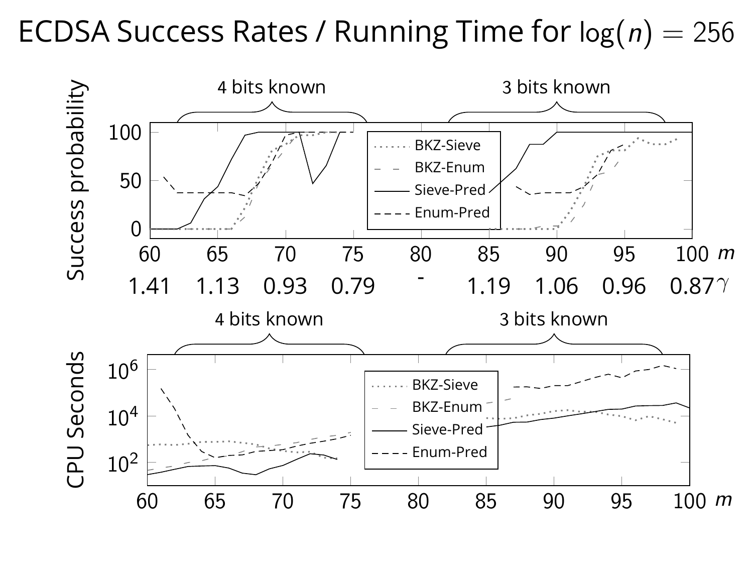# ECDSA Success Rates / Running Time for $\log(n) = 256$

4 bits known | 3 bits known

Success probability

BKZ-Sieve
BKZ-Enum
Sieve-Pred
Enum-Pred

| $m$ | 60 | 65 | 70 | 75 | 80 | 85 | 90 | 95 | 100 |
|---|---|---|---|---|---|---|---|---|---|
| $\gamma$ | 1.41 | 1.13 | 0.93 | 0.79 | - | 1.19 | 1.06 | 0.96 | 0.87 |

4 bits known | 3 bits known

CPU Seconds

BKZ-Sieve
BKZ-Enum
Sieve-Pred
Enum-Pred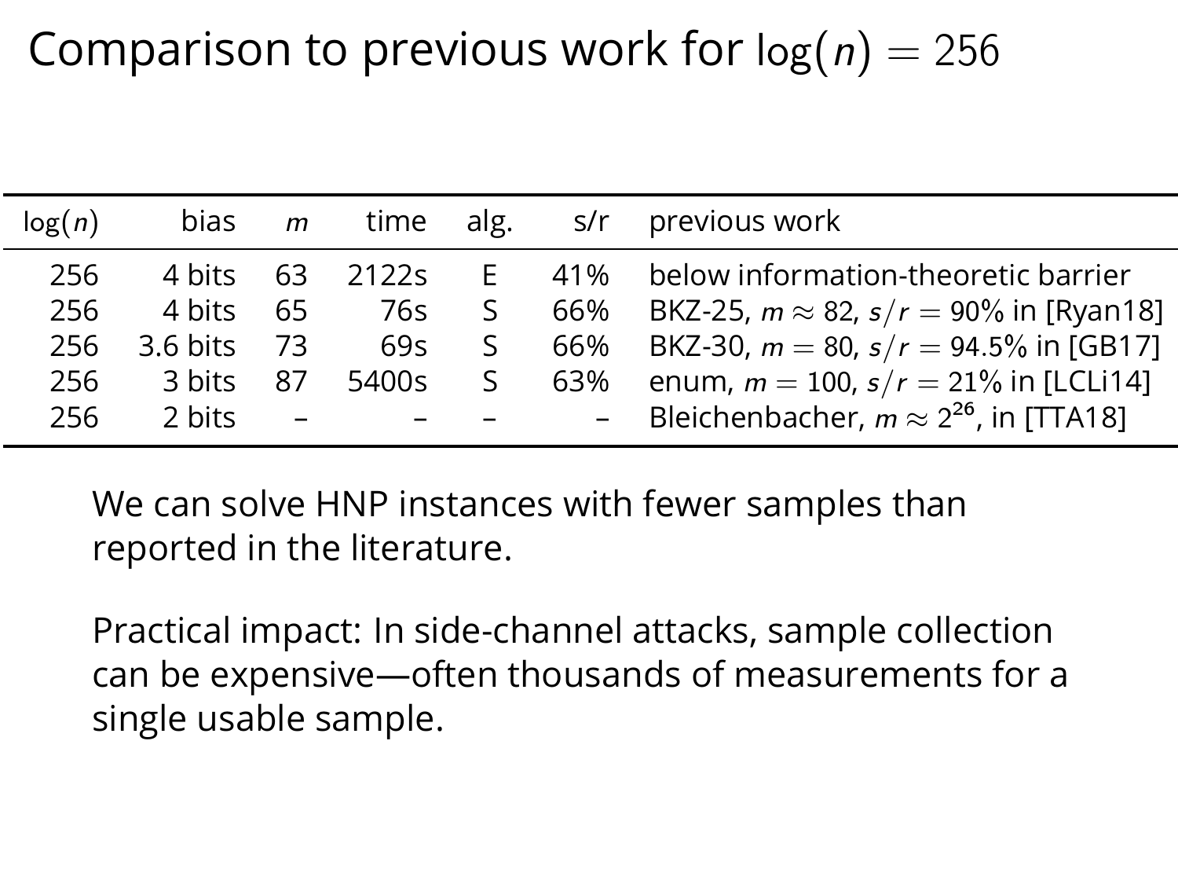# Comparison to previous work for $\log(n) = 256$

| $\log(n)$ | bias | $m$ | time | alg. | s/r | previous work |
|---|---|---|---|---|---|---|
| 256 | 4 bits | 63 | 2122s | E | 41% | below information-theoretic barrier |
| 256 | 4 bits | 65 | 76s | S | 66% | BKZ-25, $m \approx 82$, $s/r = 90\%$ in [Ryan18] |
| 256 | 3.6 bits | 73 | 69s | S | 66% | BKZ-30, $m = 80$, $s/r = 94.5\%$ in [GB17] |
| 256 | 3 bits | 87 | 5400s | S | 63% | enum, $m = 100$, $s/r = 21\%$ in [LCLi14] |
| 256 | 2 bits | – | – | – | – | Bleichenbacher, $m \approx 2^{26}$, in [TTA18] |

We can solve HNP instances with fewer samples than reported in the literature.

Practical impact: In side-channel attacks, sample collection can be expensive—often thousands of measurements for a single usable sample.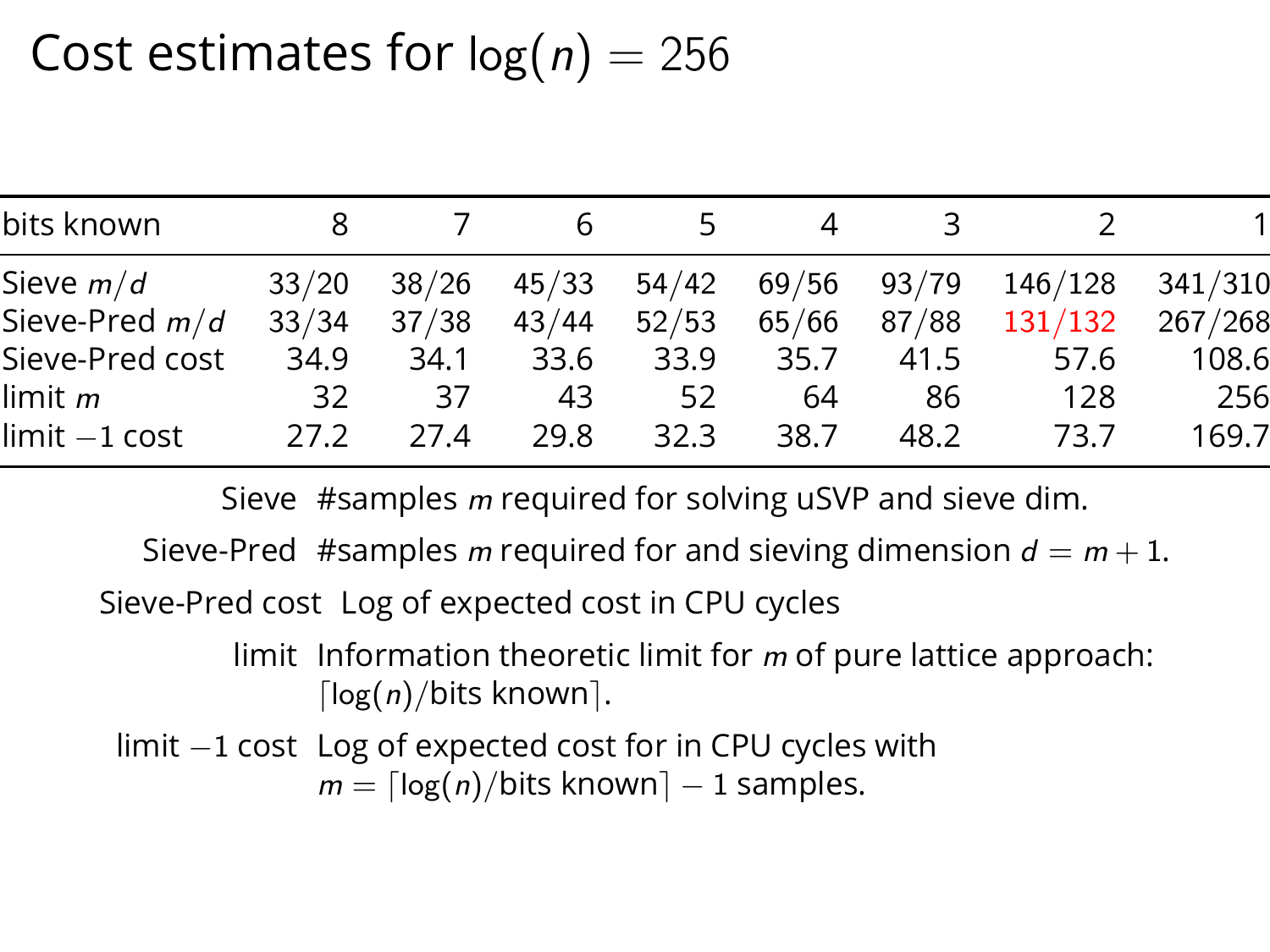# Cost estimates for $\log(n) = 256$

| bits known | 8 | 7 | 6 | 5 | 4 | 3 | 2 | 1 |
|---|---|---|---|---|---|---|---|---|
| Sieve $m/d$ | 33/20 | 38/26 | 45/33 | 54/42 | 69/56 | 93/79 | 146/128 | 341/310 |
| Sieve-Pred $m/d$ | 33/34 | 37/38 | 43/44 | 52/53 | 65/66 | 87/88 | 131/132 | 267/268 |
| Sieve-Pred cost | 34.9 | 34.1 | 33.6 | 33.9 | 35.7 | 41.5 | 57.6 | 108.6 |
| limit $m$ | 32 | 37 | 43 | 52 | 64 | 86 | 128 | 256 |
| limit $-1$ cost | 27.2 | 27.4 | 29.8 | 32.3 | 38.7 | 48.2 | 73.7 | 169.7 |

**Sieve** #samples $m$ required for solving uSVP and sieve dim.

**Sieve-Pred** #samples $m$ required for and sieving dimension $d = m + 1$.

**Sieve-Pred cost** Log of expected cost in CPU cycles

**limit** Information theoretic limit for $m$ of pure lattice approach: $\lceil \log(n)/\text{bits known} \rceil$.

**limit $-1$ cost** Log of expected cost for in CPU cycles with $m = \lceil \log(n)/\text{bits known} \rceil - 1$ samples.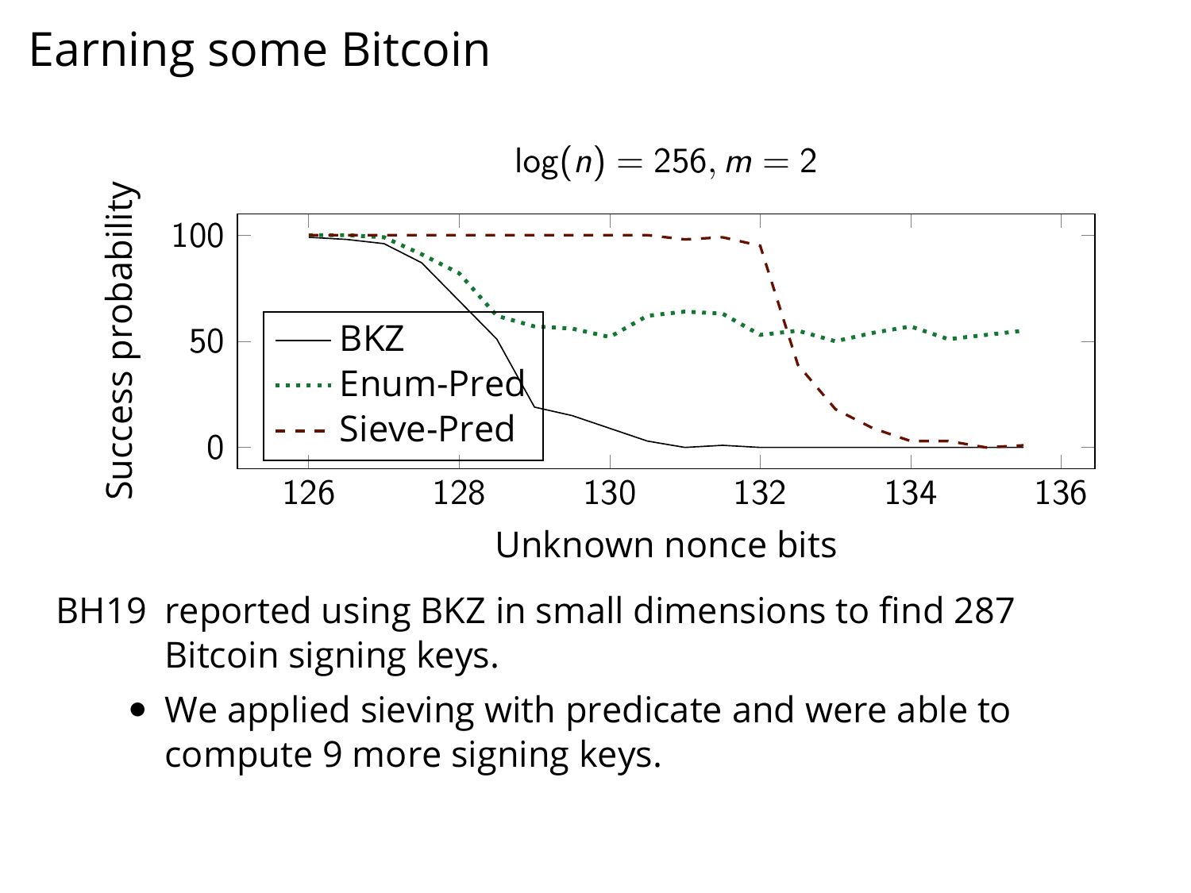# Earning some Bitcoin

$\log(n) = 256, m = 2$

BH19 reported using BKZ in small dimensions to find 287 Bitcoin signing keys.

- We applied sieving with predicate and were able to compute 9 more signing keys.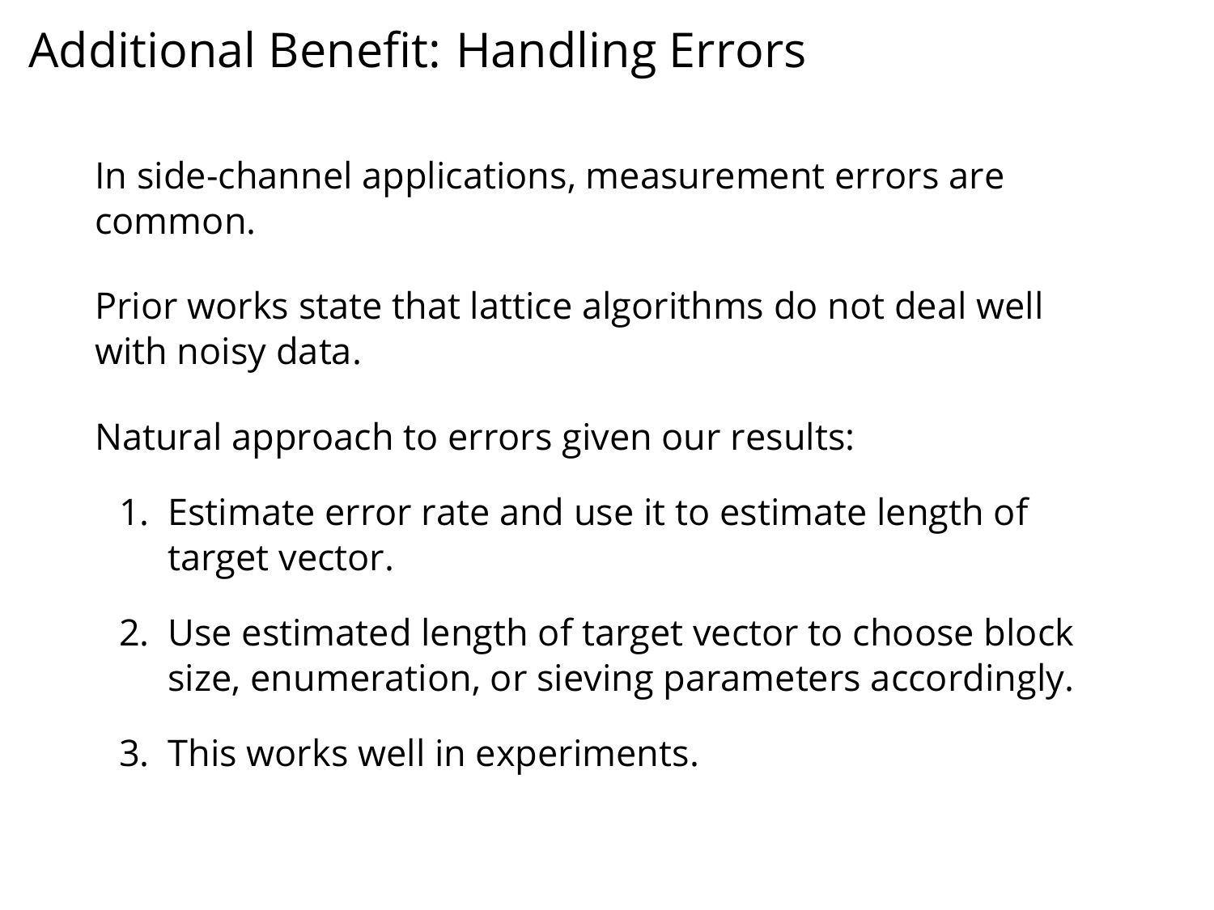# Additional Benefit: Handling Errors

In side-channel applications, measurement errors are common.

Prior works state that lattice algorithms do not deal well with noisy data.

Natural approach to errors given our results:

1. Estimate error rate and use it to estimate length of target vector.
2. Use estimated length of target vector to choose block size, enumeration, or sieving parameters accordingly.
3. This works well in experiments.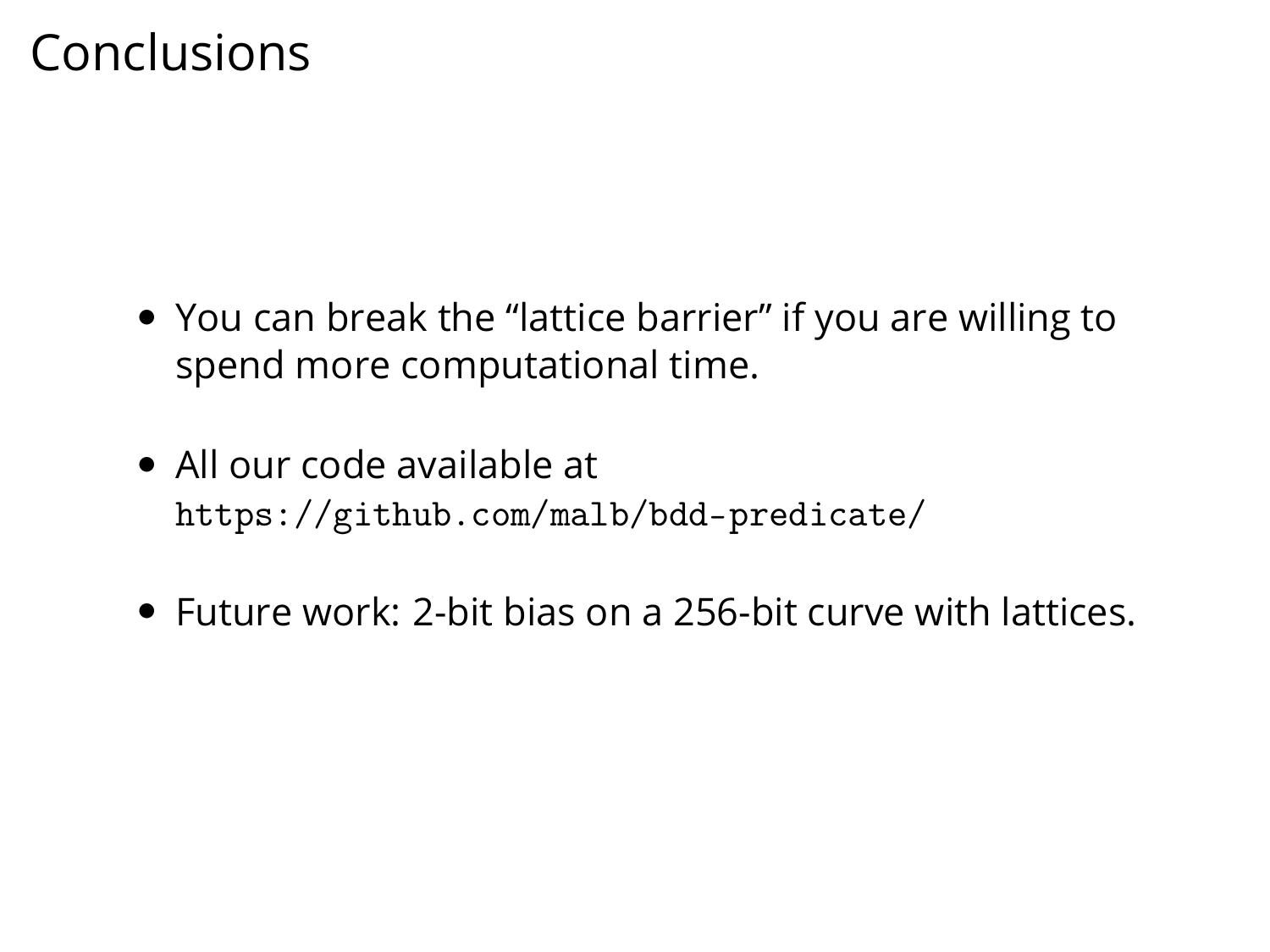# Conclusions

- You can break the “lattice barrier” if you are willing to spend more computational time.
- All our code available at `https://github.com/malb/bdd-predicate/`
- Future work: 2-bit bias on a 256-bit curve with lattices.